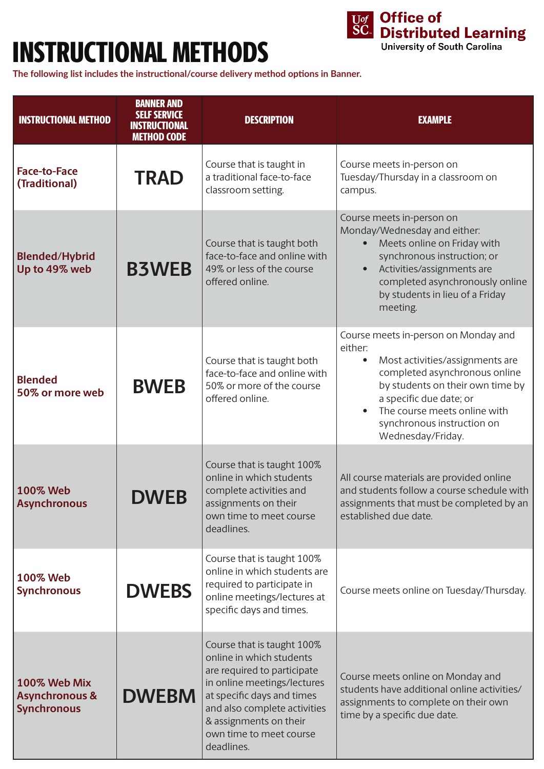Office of Distributed Learning
University of South Carolina

# INSTRUCTIONAL METHODS

The following list includes the instructional/course delivery method options in Banner.

| INSTRUCTIONAL METHOD | BANNER AND SELF SERVICE INSTRUCTIONAL METHOD CODE | DESCRIPTION | EXAMPLE |
|---|---|---|---|
| Face-to-Face (Traditional) | TRAD | Course that is taught in a traditional face-to-face classroom setting. | Course meets in-person on Tuesday/Thursday in a classroom on campus. |
| Blended/Hybrid Up to 49% web | B3WEB | Course that is taught both face-to-face and online with 49% or less of the course offered online. | Course meets in-person on Monday/Wednesday and either: <br>• Meets online on Friday with synchronous instruction; or <br>• Activities/assignments are completed asynchronously online by students in lieu of a Friday meeting. |
| Blended 50% or more web | BWEB | Course that is taught both face-to-face and online with 50% or more of the course offered online. | Course meets in-person on Monday and either: <br>• Most activities/assignments are completed asynchronous online by students on their own time by a specific due date; or <br>• The course meets online with synchronous instruction on Wednesday/Friday. |
| 100% Web Asynchronous | DWEB | Course that is taught 100% online in which students complete activities and assignments on their own time to meet course deadlines. | All course materials are provided online and students follow a course schedule with assignments that must be completed by an established due date. |
| 100% Web Synchronous | DWEBS | Course that is taught 100% online in which students are required to participate in online meetings/lectures at specific days and times. | Course meets online on Tuesday/Thursday. |
| 100% Web Mix Asynchronous & Synchronous | DWEBM | Course that is taught 100% online in which students are required to participate in online meetings/lectures at specific days and times and also complete activities & assignments on their own time to meet course deadlines. | Course meets online on Monday and students have additional online activities/ assignments to complete on their own time by a specific due date. |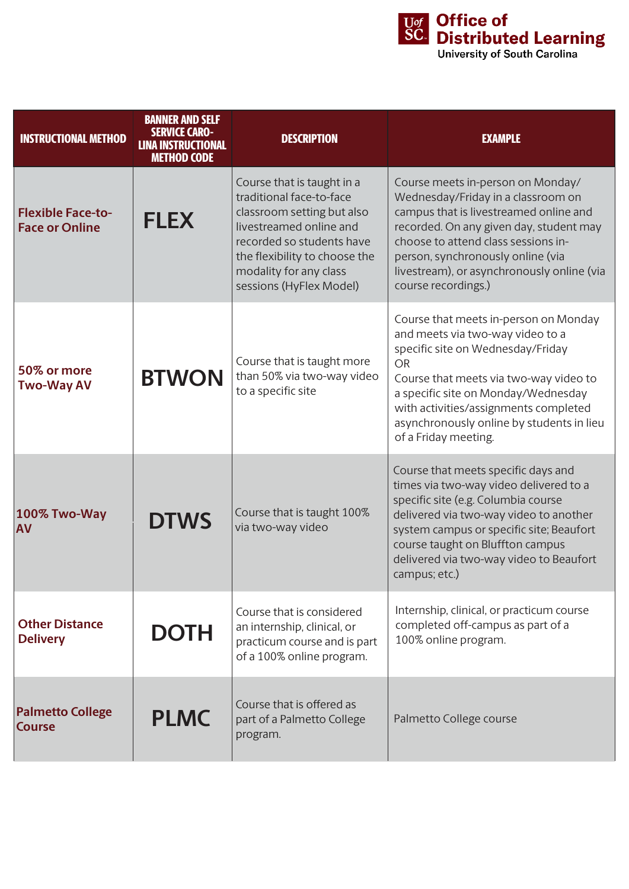| INSTRUCTIONAL METHOD | BANNER AND SELF SERVICE CAROLINA INSTRUCTIONAL METHOD CODE | DESCRIPTION | EXAMPLE |
|---|---|---|---|
| Flexible Face-to-Face or Online | FLEX | Course that is taught in a traditional face-to-face classroom setting but also livestreamed online and recorded so students have the flexibility to choose the modality for any class sessions (HyFlex Model) | Course meets in-person on Monday/ Wednesday/Friday in a classroom on campus that is livestreamed online and recorded. On any given day, student may choose to attend class sessions in-person, synchronously online (via livestream), or asynchronously online (via course recordings.) |
| 50% or more Two-Way AV | BTWON | Course that is taught more than 50% via two-way video to a specific site | Course that meets in-person on Monday and meets via two-way video to a specific site on Wednesday/Friday<br>OR<br>Course that meets via two-way video to a specific site on Monday/Wednesday with activities/assignments completed asynchronously online by students in lieu of a Friday meeting. |
| 100% Two-Way AV | DTWS | Course that is taught 100% via two-way video | Course that meets specific days and times via two-way video delivered to a specific site (e.g. Columbia course delivered via two-way video to another system campus or specific site; Beaufort course taught on Bluffton campus delivered via two-way video to Beaufort campus; etc.) |
| Other Distance Delivery | DOTH | Course that is considered an internship, clinical, or practicum course and is part of a 100% online program. | Internship, clinical, or practicum course completed off-campus as part of a 100% online program. |
| Palmetto College Course | PLMC | Course that is offered as part of a Palmetto College program. | Palmetto College course |